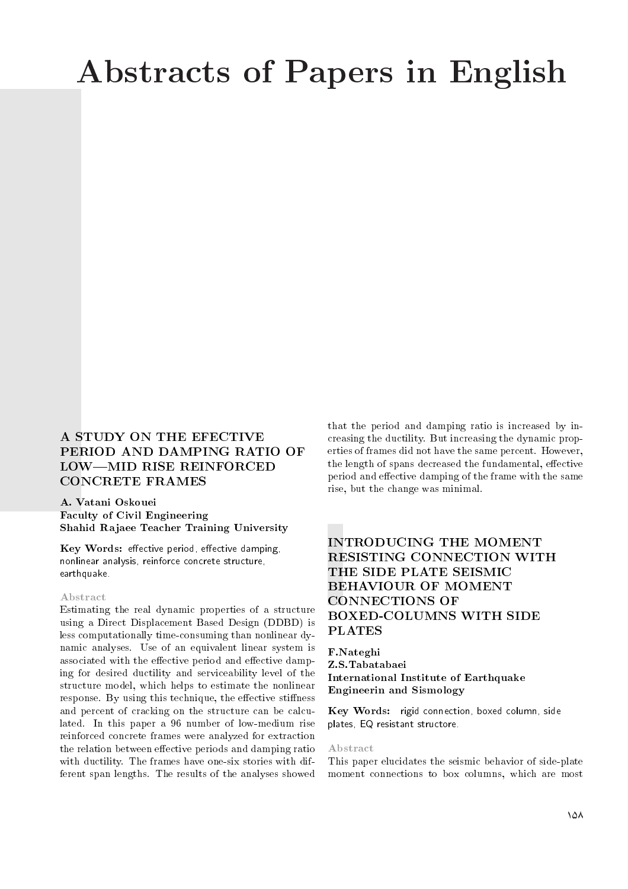# Abstracts of Papers in English

## A STUDY ON THE EFECTIVE PERIOD AND DAMPING RATIO OF LOW—MID RISE REINFORCED CONCRETE FRAMES

**A. Vatani Oskouei**
**Faculty of Civil Engineering**
**Shahid Rajaee Teacher Training University**

**Key Words:** effective period, effective damping, nonlinear analysis, reinforce concrete structure, earthquake.

### Abstract

Estimating the real dynamic properties of a structure using a Direct Displacement Based Design (DDBD) is less computationally time-consuming than nonlinear dynamic analyses. Use of an equivalent linear system is associated with the effective period and effective damping for desired ductility and serviceability level of the structure model, which helps to estimate the nonlinear response. By using this technique, the effective stiffness and percent of cracking on the structure can be calculated. In this paper a 96 number of low-medium rise reinforced concrete frames were analyzed for extraction the relation between effective periods and damping ratio with ductility. The frames have one-six stories with different span lengths. The results of the analyses showed that the period and damping ratio is increased by increasing the ductility. But increasing the dynamic properties of frames did not have the same percent. However, the length of spans decreased the fundamental, effective period and effective damping of the frame with the same rise, but the change was minimal.

## INTRODUCING THE MOMENT RESISTING CONNECTION WITH THE SIDE PLATE SEISMIC BEHAVIOUR OF MOMENT CONNECTIONS OF BOXED-COLUMNS WITH SIDE PLATES

**F.Nateghi**
**Z.S.Tabatabaei**
**International Institute of Earthquake Engineerin and Sismology**

**Key Words:** rigid connection, boxed column, side plates, EQ resistant structore.

### Abstract

This paper elucidates the seismic behavior of side-plate moment connections to box columns, which are most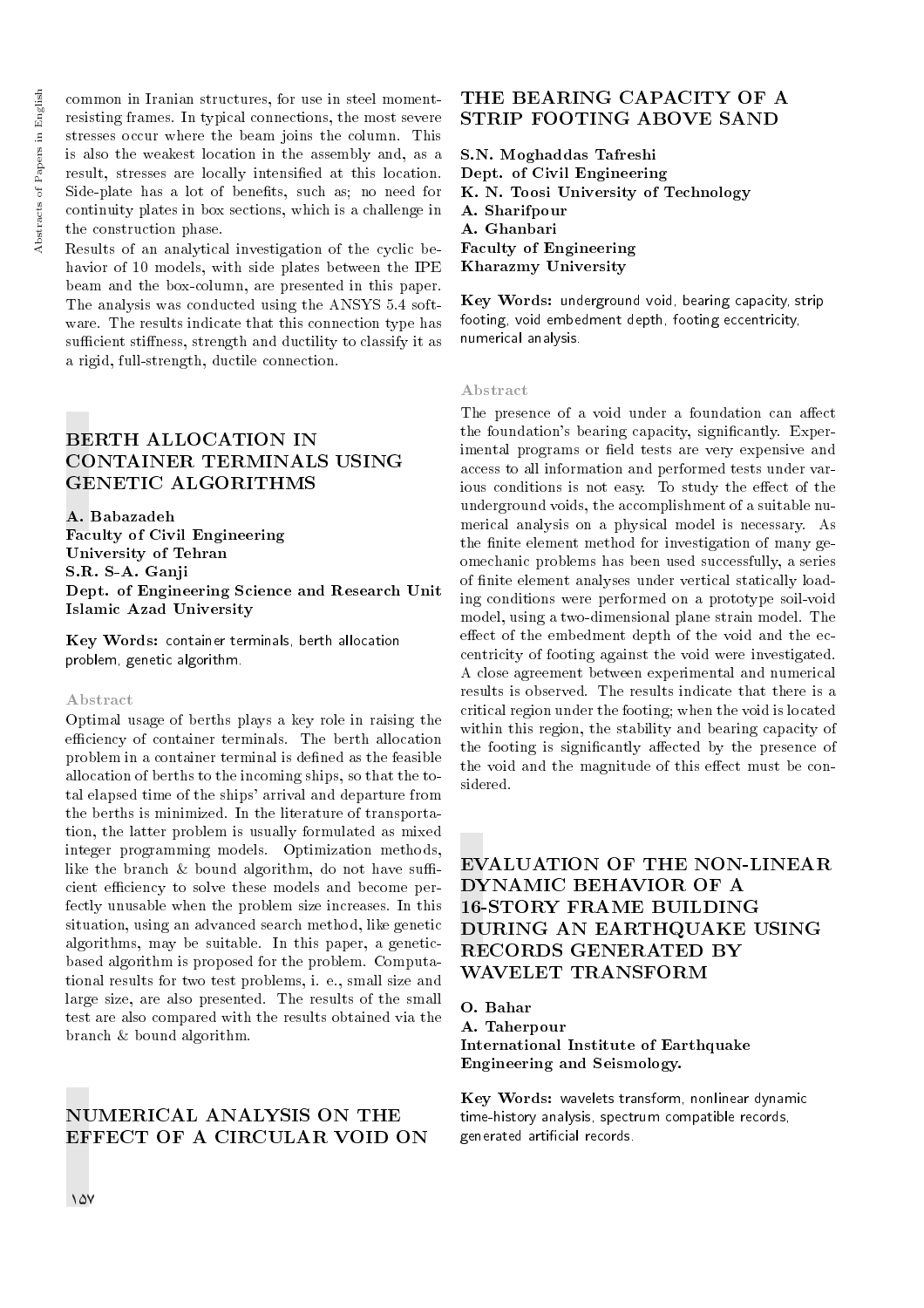common in Iranian structures, for use in steel moment-resisting frames. In typical connections, the most severe stresses occur where the beam joins the column. This is also the weakest location in the assembly and, as a result, stresses are locally intensified at this location. Side-plate has a lot of benefits, such as; no need for continuity plates in box sections, which is a challenge in the construction phase.

Results of an analytical investigation of the cyclic behavior of 10 models, with side plates between the IPE beam and the box-column, are presented in this paper. The analysis was conducted using the ANSYS 5.4 software. The results indicate that this connection type has sufficient stiffness, strength and ductility to classify it as a rigid, full-strength, ductile connection.

## BERTH ALLOCATION IN CONTAINER TERMINALS USING GENETIC ALGORITHMS

**A. Babazadeh**
**Faculty of Civil Engineering**
**University of Tehran**
**S.R. S-A. Ganji**
**Dept. of Engineering Science and Research Unit**
**Islamic Azad University**

**Key Words:** container terminals, berth allocation problem, genetic algorithm.

### Abstract

Optimal usage of berths plays a key role in raising the efficiency of container terminals. The berth allocation problem in a container terminal is defined as the feasible allocation of berths to the incoming ships, so that the total elapsed time of the ships' arrival and departure from the berths is minimized. In the literature of transportation, the latter problem is usually formulated as mixed integer programming models. Optimization methods, like the branch & bound algorithm, do not have sufficient efficiency to solve these models and become perfectly unusable when the problem size increases. In this situation, using an advanced search method, like genetic algorithms, may be suitable. In this paper, a genetic-based algorithm is proposed for the problem. Computational results for two test problems, i. e., small size and large size, are also presented. The results of the small test are also compared with the results obtained via the branch & bound algorithm.

## NUMERICAL ANALYSIS ON THE EFFECT OF A CIRCULAR VOID ON THE BEARING CAPACITY OF A STRIP FOOTING ABOVE SAND

**S.N. Moghaddas Tafreshi**
**Dept. of Civil Engineering**
**K. N. Toosi University of Technology**
**A. Sharifpour**
**A. Ghanbari**
**Faculty of Engineering**
**Kharazmy University**

**Key Words:** underground void, bearing capacity, strip footing, void embedment depth, footing eccentricity, numerical analysis.

### Abstract

The presence of a void under a foundation can affect the foundation's bearing capacity, significantly. Experimental programs or field tests are very expensive and access to all information and performed tests under various conditions is not easy. To study the effect of the underground voids, the accomplishment of a suitable numerical analysis on a physical model is necessary. As the finite element method for investigation of many geomechanic problems has been used successfully, a series of finite element analyses under vertical statically loading conditions were performed on a prototype soil-void model, using a two-dimensional plane strain model. The effect of the embedment depth of the void and the eccentricity of footing against the void were investigated. A close agreement between experimental and numerical results is observed. The results indicate that there is a critical region under the footing; when the void is located within this region, the stability and bearing capacity of the footing is significantly affected by the presence of the void and the magnitude of this effect must be considered.

## EVALUATION OF THE NON-LINEAR DYNAMIC BEHAVIOR OF A 16-STORY FRAME BUILDING DURING AN EARTHQUAKE USING RECORDS GENERATED BY WAVELET TRANSFORM

**O. Bahar**
**A. Taherpour**
**International Institute of Earthquake Engineering and Seismology.**

**Key Words:** wavelets transform, nonlinear dynamic time-history analysis, spectrum compatible records, generated artificial records.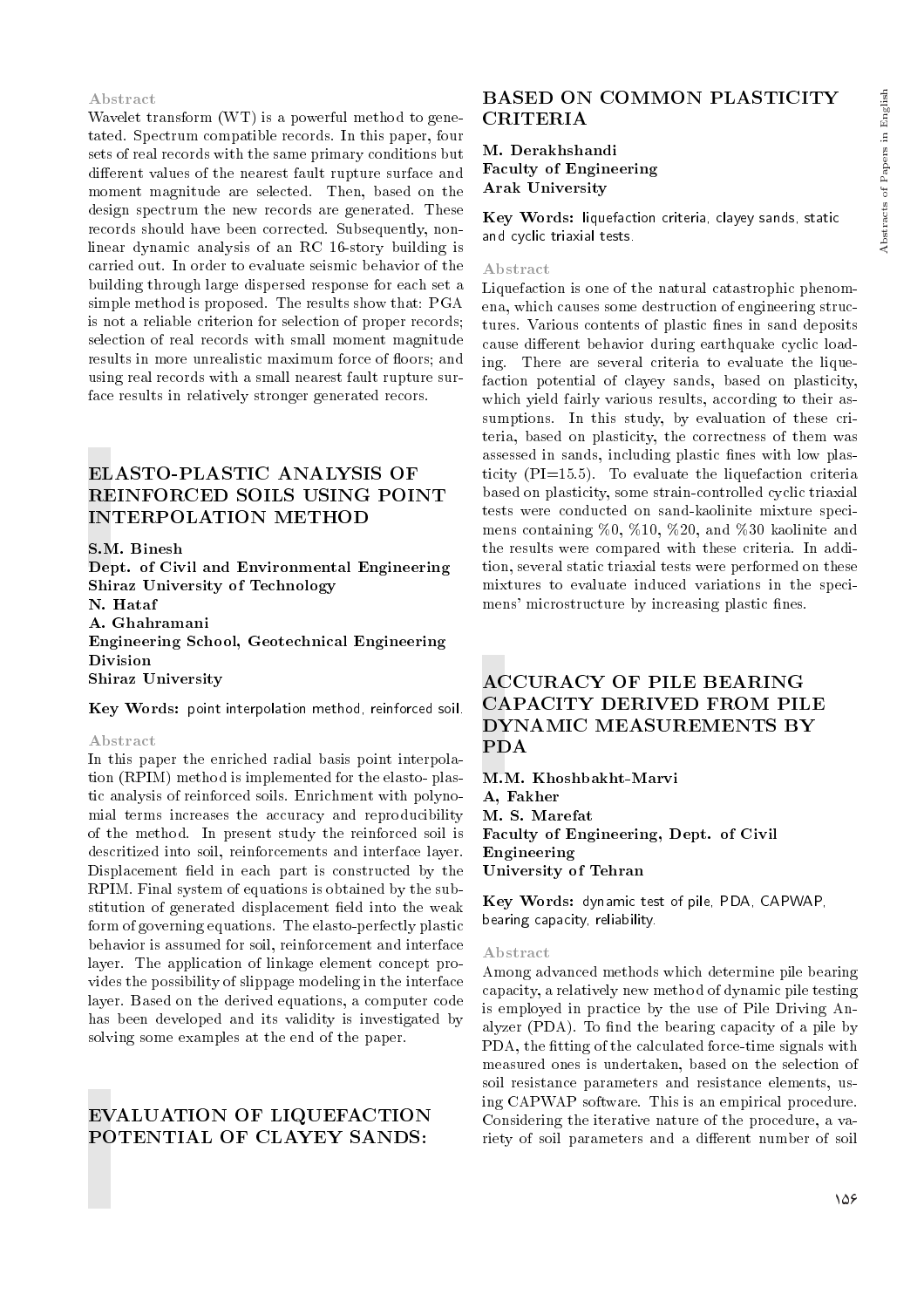### Abstract

Wavelet transform (WT) is a powerful method to genetated. Spectrum compatible records. In this paper, four sets of real records with the same primary conditions but different values of the nearest fault rupture surface and moment magnitude are selected. Then, based on the design spectrum the new records are generated. These records should have been corrected. Subsequently, nonlinear dynamic analysis of an RC 16-story building is carried out. In order to evaluate seismic behavior of the building through large dispersed response for each set a simple method is proposed. The results show that: PGA is not a reliable criterion for selection of proper records; selection of real records with small moment magnitude results in more unrealistic maximum force of floors; and using real records with a small nearest fault rupture surface results in relatively stronger generated recors.

## ELASTO-PLASTIC ANALYSIS OF REINFORCED SOILS USING POINT INTERPOLATION METHOD

**S.M. Binesh**
**Dept. of Civil and Environmental Engineering**
**Shiraz University of Technology**
**N. Hataf**
**A. Ghahramani**
**Engineering School, Geotechnical Engineering Division**
**Shiraz University**

**Key Words:** point interpolation method, reinforced soil.

### Abstract

In this paper the enriched radial basis point interpolation (RPIM) method is implemented for the elasto- plastic analysis of reinforced soils. Enrichment with polynomial terms increases the accuracy and reproducibility of the method. In present study the reinforced soil is descritized into soil, reinforcements and interface layer. Displacement field in each part is constructed by the RPIM. Final system of equations is obtained by the substitution of generated displacement field into the weak form of governing equations. The elasto-perfectly plastic behavior is assumed for soil, reinforcement and interface layer. The application of linkage element concept provides the possibility of slippage modeling in the interface layer. Based on the derived equations, a computer code has been developed and its validity is investigated by solving some examples at the end of the paper.

## EVALUATION OF LIQUEFACTION POTENTIAL OF CLAYEY SANDS: BASED ON COMMON PLASTICITY CRITERIA

**M. Derakhshandi**
**Faculty of Engineering**
**Arak University**

**Key Words:** liquefaction criteria, clayey sands, static and cyclic triaxial tests.

### Abstract

Liquefaction is one of the natural catastrophic phenomena, which causes some destruction of engineering structures. Various contents of plastic fines in sand deposits cause different behavior during earthquake cyclic loading. There are several criteria to evaluate the liquefaction potential of clayey sands, based on plasticity, which yield fairly various results, according to their assumptions. In this study, by evaluation of these criteria, based on plasticity, the correctness of them was assessed in sands, including plastic fines with low plasticity (PI=15.5). To evaluate the liquefaction criteria based on plasticity, some strain-controlled cyclic triaxial tests were conducted on sand-kaolinite mixture specimens containing %0, %10, %20, and %30 kaolinite and the results were compared with these criteria. In addition, several static triaxial tests were performed on these mixtures to evaluate induced variations in the specimens' microstructure by increasing plastic fines.

## ACCURACY OF PILE BEARING CAPACITY DERIVED FROM PILE DYNAMIC MEASUREMENTS BY PDA

**M.M. Khoshbakht-Marvi**
**A, Fakher**
**M. S. Marefat**
**Faculty of Engineering, Dept. of Civil Engineering**
**University of Tehran**

**Key Words:** dynamic test of pile, PDA, CAPWAP, bearing capacity, reliability.

### Abstract

Among advanced methods which determine pile bearing capacity, a relatively new method of dynamic pile testing is employed in practice by the use of Pile Driving Analyzer (PDA). To find the bearing capacity of a pile by PDA, the fitting of the calculated force-time signals with measured ones is undertaken, based on the selection of soil resistance parameters and resistance elements, using CAPWAP software. This is an empirical procedure. Considering the iterative nature of the procedure, a variety of soil parameters and a different number of soil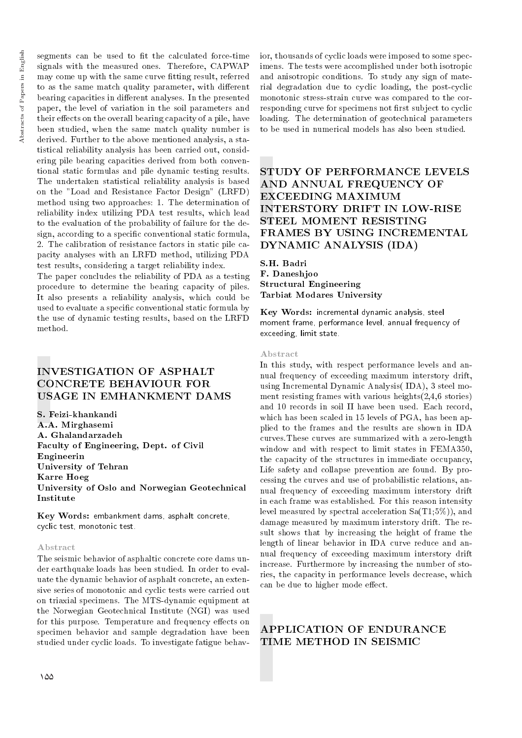segments can be used to fit the calculated force-time signals with the measured ones. Therefore, CAPWAP may come up with the same curve fitting result, referred to as the same match quality parameter, with different bearing capacities in different analyses. In the presented paper, the level of variation in the soil parameters and their effects on the overall bearing capacity of a pile, have been studied, when the same match quality number is derived. Further to the above mentioned analysis, a statistical reliability analysis has been carried out, considering pile bearing capacities derived from both conventional static formulas and pile dynamic testing results. The undertaken statistical reliability analysis is based on the "Load and Resistance Factor Design" (LRFD) method using two approaches: 1. The determination of reliability index utilizing PDA test results, which lead to the evaluation of the probability of failure for the design, according to a specific conventional static formula, 2. The calibration of resistance factors in static pile capacity analyses with an LRFD method, utilizing PDA test results, considering a target reliability index.

The paper concludes the reliability of PDA as a testing procedure to determine the bearing capacity of piles. It also presents a reliability analysis, which could be used to evaluate a specific conventional static formula by the use of dynamic testing results, based on the LRFD method.

## INVESTIGATION OF ASPHALT CONCRETE BEHAVIOUR FOR USAGE IN EMHANKMENT DAMS

**S. Feizi-khankandi**
**A.A. Mirghasemi**
**A. Ghalandarzadeh**
**Faculty of Engineering, Dept. of Civil Engineerin**
**University of Tehran**
**Karre Hoeg**
**University of Oslo and Norwegian Geotechnical Institute**

**Key Words:** embankment dams, asphalt concrete, cyclic test, monotonic test.

### Abstract

The seismic behavior of asphaltic concrete core dams under earthquake loads has been studied. In order to evaluate the dynamic behavior of asphalt concrete, an extensive series of monotonic and cyclic tests were carried out on triaxial specimens. The MTS-dynamic equipment at the Norwegian Geotechnical Institute (NGI) was used for this purpose. Temperature and frequency effects on specimen behavior and sample degradation have been studied under cyclic loads. To investigate fatigue behavior, thousands of cyclic loads were imposed to some specimens. The tests were accomplished under both isotropic and anisotropic conditions. To study any sign of material degradation due to cyclic loading, the post-cyclic monotonic stress-strain curve was compared to the corresponding curve for specimens not first subject to cyclic loading. The determination of geotechnical parameters to be used in numerical models has also been studied.

## STUDY OF PERFORMANCE LEVELS AND ANNUAL FREQUENCY OF EXCEEDING MAXIMUM INTERSTORY DRIFT IN LOW-RISE STEEL MOMENT RESISTING FRAMES BY USING INCREMENTAL DYNAMIC ANALYSIS (IDA)

**S.H. Badri**
**F. Daneshjoo**
**Structural Engineering**
**Tarbiat Modares University**

**Key Words:** incremental dynamic analysis, steel moment frame, performance level, annual frequency of exceeding, limit state.

### Abstract

In this study, with respect performance levels and annual frequency of exceeding maximum interstory drift, using Incremental Dynamic Analysis( IDA), 3 steel moment resisting frames with various heights(2,4,6 stories) and 10 records in soil II have been used. Each record, which has been scaled in 15 levels of PGA, has been applied to the frames and the results are shown in IDA curves.These curves are summarized with a zero-length window and with respect to limit states in FEMA350, the capacity of the structures in immediate occupancy, Life safety and collapse prevention are found. By processing the curves and use of probabilistic relations, annual frequency of exceeding maximum interstory drift in each frame was established. For this reason intensity level measured by spectral acceleration Sa(T1;5%)), and damage measured by maximum interstory drift. The result shows that by increasing the height of frame the length of linear behavior in IDA curve reduce and annual frequency of exceeding maximum interstory drift increase. Furthermore by increasing the number of stories, the capacity in performance levels decrease, which can be due to higher mode effect.

## APPLICATION OF ENDURANCE TIME METHOD IN SEISMIC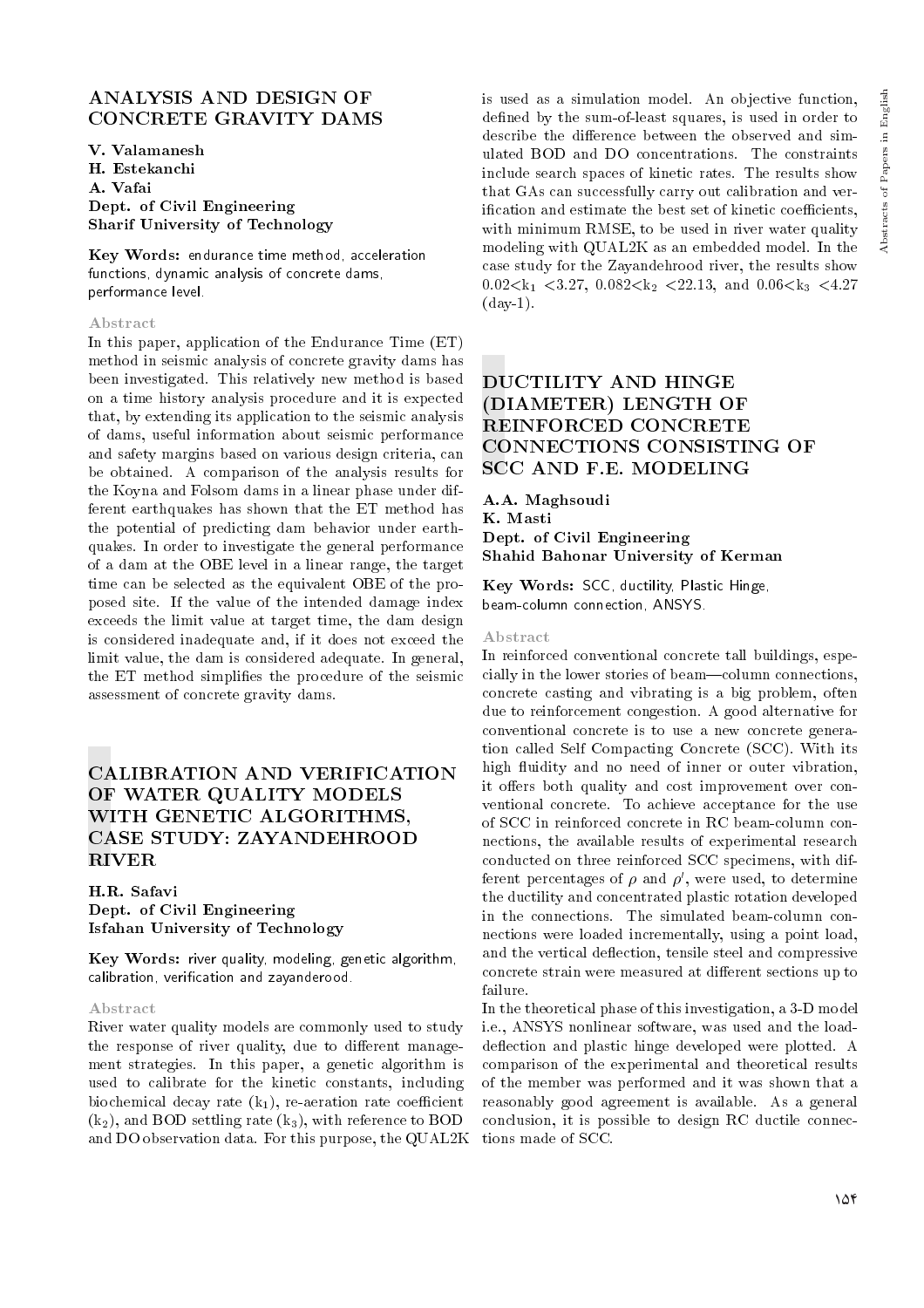## ANALYSIS AND DESIGN OF CONCRETE GRAVITY DAMS

**V. Valamanesh**
**H. Estekanchi**
**A. Vafai**
**Dept. of Civil Engineering**
**Sharif University of Technology**

**Key Words:** endurance time method, acceleration functions, dynamic analysis of concrete dams, performance level.

### Abstract

In this paper, application of the Endurance Time (ET) method in seismic analysis of concrete gravity dams has been investigated. This relatively new method is based on a time history analysis procedure and it is expected that, by extending its application to the seismic analysis of dams, useful information about seismic performance and safety margins based on various design criteria, can be obtained. A comparison of the analysis results for the Koyna and Folsom dams in a linear phase under different earthquakes has shown that the ET method has the potential of predicting dam behavior under earthquakes. In order to investigate the general performance of a dam at the OBE level in a linear range, the target time can be selected as the equivalent OBE of the proposed site. If the value of the intended damage index exceeds the limit value at target time, the dam design is considered inadequate and, if it does not exceed the limit value, the dam is considered adequate. In general, the ET method simplifies the procedure of the seismic assessment of concrete gravity dams.

## CALIBRATION AND VERIFICATION OF WATER QUALITY MODELS WITH GENETIC ALGORITHMS, CASE STUDY: ZAYANDEHROOD RIVER

**H.R. Safavi**
**Dept. of Civil Engineering**
**Isfahan University of Technology**

**Key Words:** river quality, modeling, genetic algorithm, calibration, verification and zayanderood.

### Abstract

River water quality models are commonly used to study the response of river quality, due to different management strategies. In this paper, a genetic algorithm is used to calibrate for the kinetic constants, including biochemical decay rate ($k_1$), re-aeration rate coefficient ($k_2$), and BOD settling rate ($k_3$), with reference to BOD and DO observation data. For this purpose, the QUAL2K is used as a simulation model. An objective function, defined by the sum-of-least squares, is used in order to describe the difference between the observed and simulated BOD and DO concentrations. The constraints include search spaces of kinetic rates. The results show that GAs can successfully carry out calibration and verification and estimate the best set of kinetic coefficients, with minimum RMSE, to be used in river water quality modeling with QUAL2K as an embedded model. In the case study for the Zayandehrood river, the results show $0.02<k_1<3.27$, $0.082<k_2<22.13$, and $0.06<k_3<4.27$ (day-1).

## DUCTILITY AND HINGE (DIAMETER) LENGTH OF REINFORCED CONCRETE CONNECTIONS CONSISTING OF SCC AND F.E. MODELING

**A.A. Maghsoudi**
**K. Masti**
**Dept. of Civil Engineering**
**Shahid Bahonar University of Kerman**

**Key Words:** SCC, ductility, Plastic Hinge, beam-column connection, ANSYS.

### Abstract

In reinforced conventional concrete tall buildings, especially in the lower stories of beam—column connections, concrete casting and vibrating is a big problem, often due to reinforcement congestion. A good alternative for conventional concrete is to use a new concrete generation called Self Compacting Concrete (SCC). With its high fluidity and no need of inner or outer vibration, it offers both quality and cost improvement over conventional concrete. To achieve acceptance for the use of SCC in reinforced concrete in RC beam-column connections, the available results of experimental research conducted on three reinforced SCC specimens, with different percentages of $\rho$ and $\rho'$, were used, to determine the ductility and concentrated plastic rotation developed in the connections. The simulated beam-column connections were loaded incrementally, using a point load, and the vertical deflection, tensile steel and compressive concrete strain were measured at different sections up to failure.

In the theoretical phase of this investigation, a 3-D model i.e., ANSYS nonlinear software, was used and the load-deflection and plastic hinge developed were plotted. A comparison of the experimental and theoretical results of the member was performed and it was shown that a reasonably good agreement is available. As a general conclusion, it is possible to design RC ductile connections made of SCC.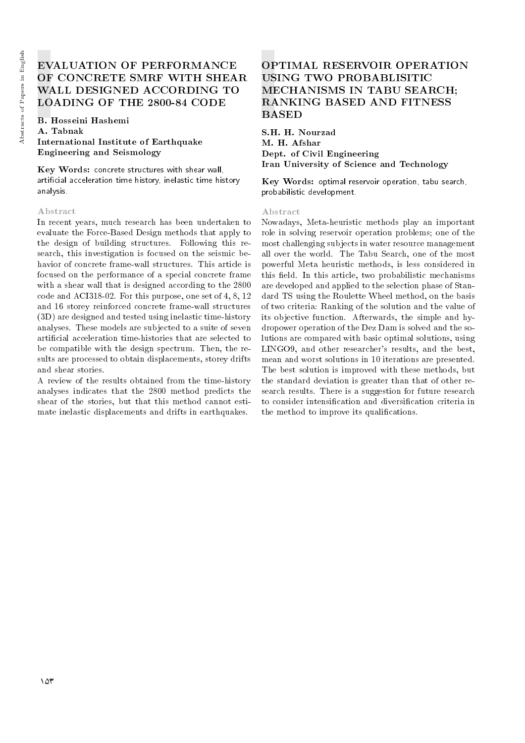# EVALUATION OF PERFORMANCE OF CONCRETE SMRF WITH SHEAR WALL DESIGNED ACCORDING TO LOADING OF THE 2800-84 CODE

**B. Hosseini Hashemi**
**A. Tabnak**
**International Institute of Earthquake Engineering and Seismology**

**Key Words:** concrete structures with shear wall, artificial acceleration time history, inelastic time history analysis.

## Abstract

In recent years, much research has been undertaken to evaluate the Force-Based Design methods that apply to the design of building structures. Following this research, this investigation is focused on the seismic behavior of concrete frame-wall structures. This article is focused on the performance of a special concrete frame with a shear wall that is designed according to the 2800 code and ACI318-02. For this purpose, one set of 4, 8, 12 and 16 storey reinforced concrete frame-wall structures (3D) are designed and tested using inelastic time-history analyses. These models are subjected to a suite of seven artificial acceleration time-histories that are selected to be compatible with the design spectrum. Then, the results are processed to obtain displacements, storey drifts and shear stories.

A review of the results obtained from the time-history analyses indicates that the 2800 method predicts the shear of the stories, but that this method cannot estimate inelastic displacements and drifts in earthquakes.

# OPTIMAL RESERVOIR OPERATION USING TWO PROBABLISITIC MECHANISMS IN TABU SEARCH; RANKING BASED AND FITNESS BASED

**S.H. H. Nourzad**
**M. H. Afshar**
**Dept. of Civil Engineering**
**Iran University of Science and Technology**

**Key Words:** optimal reservoir operation, tabu search, probabilistic development.

## Abstract

Nowadays, Meta-heuristic methods play an important role in solving reservoir operation problems; one of the most challenging subjects in water resource management all over the world. The Tabu Search, one of the most powerful Meta heuristic methods, is less considered in this field. In this article, two probabilistic mechanisms are developed and applied to the selection phase of Standard TS using the Roulette Wheel method, on the basis of two criteria: Ranking of the solution and the value of its objective function. Afterwards, the simple and hydropower operation of the Dez Dam is solved and the solutions are compared with basic optimal solutions, using LINGO9, and other researcher's results, and the best, mean and worst solutions in 10 iterations are presented. The best solution is improved with these methods, but the standard deviation is greater than that of other research results. There is a suggestion for future research to consider intensification and diversification criteria in the method to improve its qualifications.